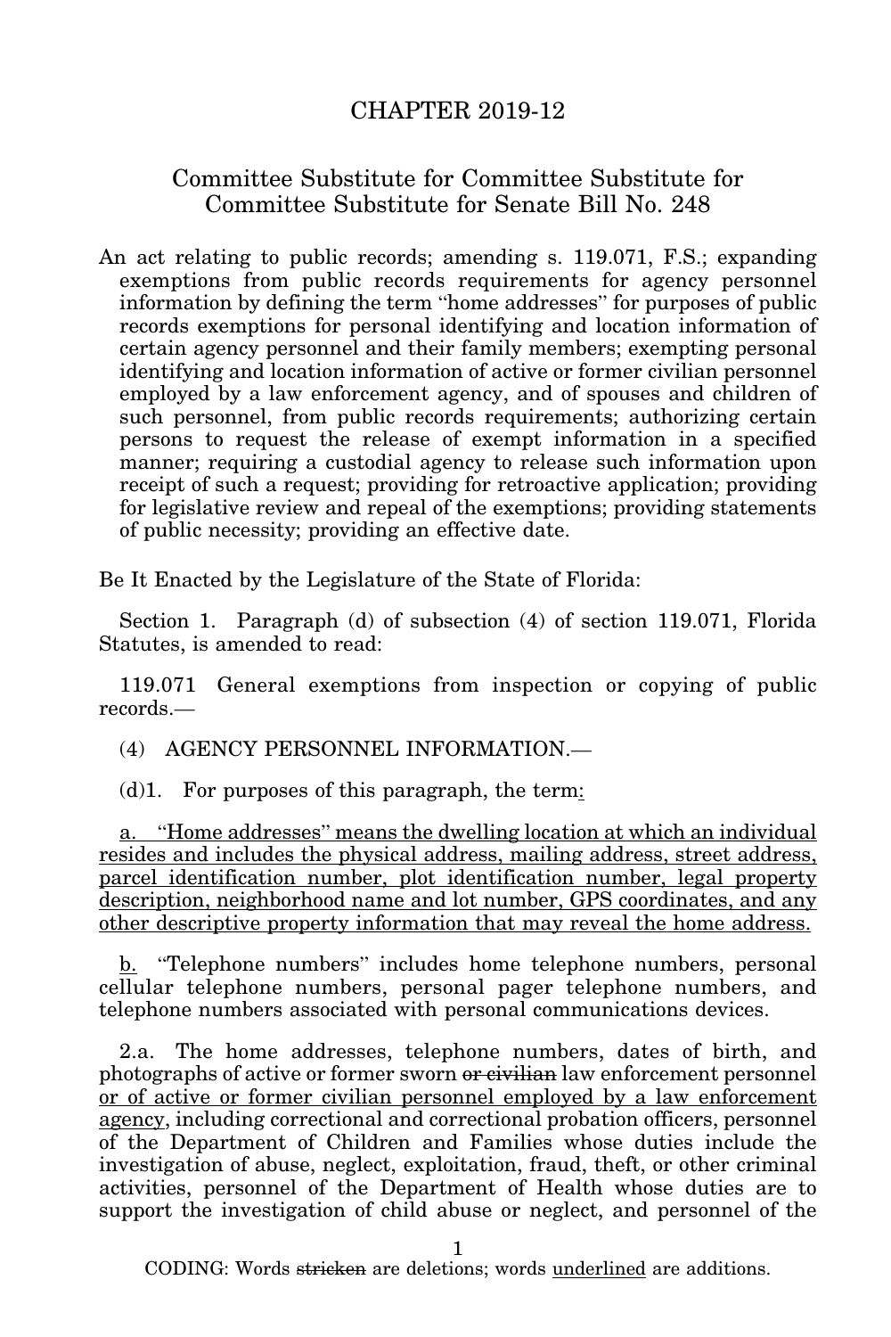# CHAPTER 2019-12

## Committee Substitute for Committee Substitute for Committee Substitute for Senate Bill No. 248

An act relating to public records; amending s. 119.071, F.S.; expanding exemptions from public records requirements for agency personnel information by defining the term "home addresses" for purposes of public records exemptions for personal identifying and location information of certain agency personnel and their family members; exempting personal identifying and location information of active or former civilian personnel employed by a law enforcement agency, and of spouses and children of such personnel, from public records requirements; authorizing certain persons to request the release of exempt information in a specified manner; requiring a custodial agency to release such information upon receipt of such a request; providing for retroactive application; providing for legislative review and repeal of the exemptions; providing statements of public necessity; providing an effective date.

Be It Enacted by the Legislature of the State of Florida:

Section 1. Paragraph (d) of subsection (4) of section 119.071, Florida Statutes, is amended to read:

119.071 General exemptions from inspection or copying of public records.—

(4) AGENCY PERSONNEL INFORMATION.—

(d)1. For purposes of this paragraph, the term<u>:</u>

<u>a. "Home addresses" means the dwelling location at which an individual resides and includes the physical address, mailing address, street address, parcel identification number, plot identification number, legal property description, neighborhood name and lot number, GPS coordinates, and any other descriptive property information that may reveal the home address.</u>

<u>b.</u> "Telephone numbers" includes home telephone numbers, personal cellular telephone numbers, personal pager telephone numbers, and telephone numbers associated with personal communications devices.

2.a. The home addresses, telephone numbers, dates of birth, and photographs of active or former sworn ~~or civilian~~ law enforcement personnel <u>or of active or former civilian personnel employed by a law enforcement agency</u>, including correctional and correctional probation officers, personnel of the Department of Children and Families whose duties include the investigation of abuse, neglect, exploitation, fraud, theft, or other criminal activities, personnel of the Department of Health whose duties are to support the investigation of child abuse or neglect, and personnel of the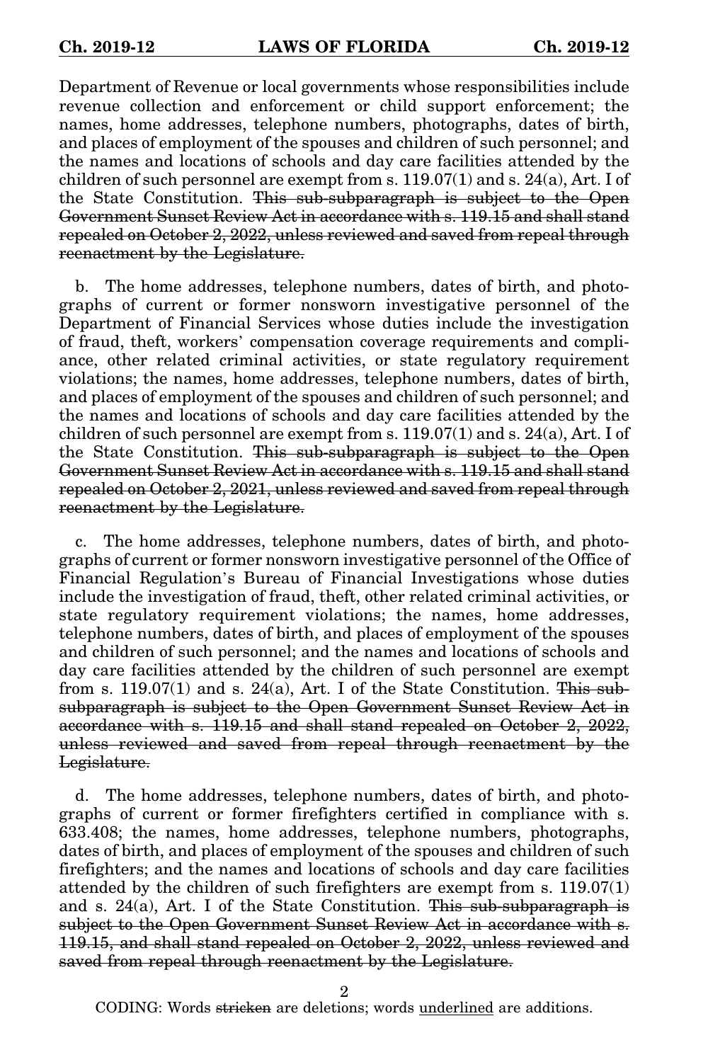Department of Revenue or local governments whose responsibilities include revenue collection and enforcement or child support enforcement; the names, home addresses, telephone numbers, photographs, dates of birth, and places of employment of the spouses and children of such personnel; and the names and locations of schools and day care facilities attended by the children of such personnel are exempt from s. 119.07(1) and s. 24(a), Art. I of the State Constitution. ~~This sub-subparagraph is subject to the Open Government Sunset Review Act in accordance with s. 119.15 and shall stand repealed on October 2, 2022, unless reviewed and saved from repeal through reenactment by the Legislature.~~

b. The home addresses, telephone numbers, dates of birth, and photographs of current or former nonsworn investigative personnel of the Department of Financial Services whose duties include the investigation of fraud, theft, workers' compensation coverage requirements and compliance, other related criminal activities, or state regulatory requirement violations; the names, home addresses, telephone numbers, dates of birth, and places of employment of the spouses and children of such personnel; and the names and locations of schools and day care facilities attended by the children of such personnel are exempt from s. 119.07(1) and s. 24(a), Art. I of the State Constitution. ~~This sub-subparagraph is subject to the Open Government Sunset Review Act in accordance with s. 119.15 and shall stand repealed on October 2, 2021, unless reviewed and saved from repeal through reenactment by the Legislature.~~

c. The home addresses, telephone numbers, dates of birth, and photographs of current or former nonsworn investigative personnel of the Office of Financial Regulation's Bureau of Financial Investigations whose duties include the investigation of fraud, theft, other related criminal activities, or state regulatory requirement violations; the names, home addresses, telephone numbers, dates of birth, and places of employment of the spouses and children of such personnel; and the names and locations of schools and day care facilities attended by the children of such personnel are exempt from s. 119.07(1) and s. 24(a), Art. I of the State Constitution. ~~This sub-subparagraph is subject to the Open Government Sunset Review Act in accordance with s. 119.15 and shall stand repealed on October 2, 2022, unless reviewed and saved from repeal through reenactment by the Legislature.~~

d. The home addresses, telephone numbers, dates of birth, and photographs of current or former firefighters certified in compliance with s. 633.408; the names, home addresses, telephone numbers, photographs, dates of birth, and places of employment of the spouses and children of such firefighters; and the names and locations of schools and day care facilities attended by the children of such firefighters are exempt from s. 119.07(1) and s. 24(a), Art. I of the State Constitution. ~~This sub-subparagraph is subject to the Open Government Sunset Review Act in accordance with s. 119.15, and shall stand repealed on October 2, 2022, unless reviewed and saved from repeal through reenactment by the Legislature.~~

CODING: Words ~~stricken~~ are deletions; words underlined are additions.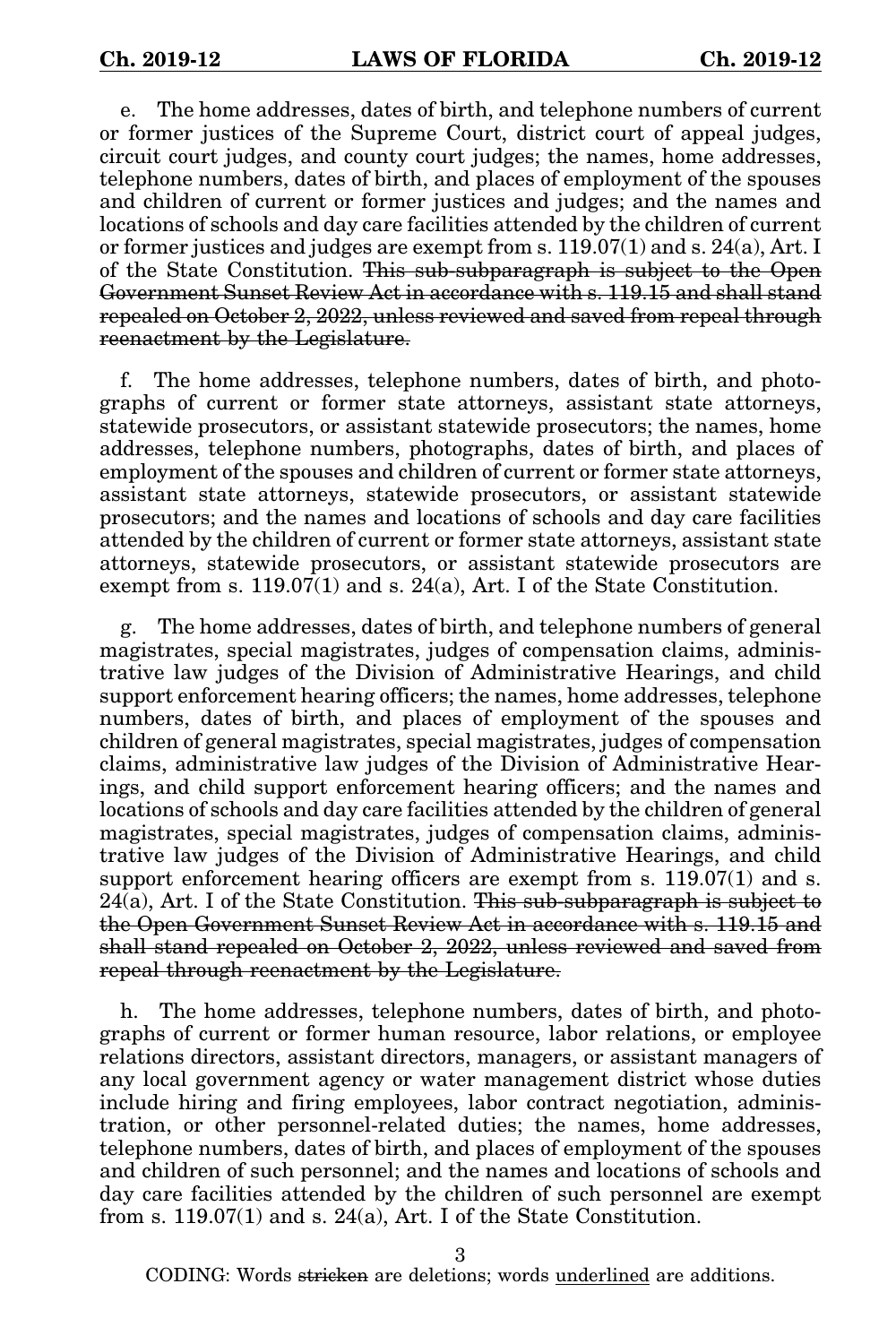e. The home addresses, dates of birth, and telephone numbers of current or former justices of the Supreme Court, district court of appeal judges, circuit court judges, and county court judges; the names, home addresses, telephone numbers, dates of birth, and places of employment of the spouses and children of current or former justices and judges; and the names and locations of schools and day care facilities attended by the children of current or former justices and judges are exempt from s. 119.07(1) and s. 24(a), Art. I of the State Constitution. ~~This sub-subparagraph is subject to the Open Government Sunset Review Act in accordance with s. 119.15 and shall stand repealed on October 2, 2022, unless reviewed and saved from repeal through reenactment by the Legislature.~~

f. The home addresses, telephone numbers, dates of birth, and photographs of current or former state attorneys, assistant state attorneys, statewide prosecutors, or assistant statewide prosecutors; the names, home addresses, telephone numbers, photographs, dates of birth, and places of employment of the spouses and children of current or former state attorneys, assistant state attorneys, statewide prosecutors, or assistant statewide prosecutors; and the names and locations of schools and day care facilities attended by the children of current or former state attorneys, assistant state attorneys, statewide prosecutors, or assistant statewide prosecutors are exempt from s. 119.07(1) and s. 24(a), Art. I of the State Constitution.

g. The home addresses, dates of birth, and telephone numbers of general magistrates, special magistrates, judges of compensation claims, administrative law judges of the Division of Administrative Hearings, and child support enforcement hearing officers; the names, home addresses, telephone numbers, dates of birth, and places of employment of the spouses and children of general magistrates, special magistrates, judges of compensation claims, administrative law judges of the Division of Administrative Hearings, and child support enforcement hearing officers; and the names and locations of schools and day care facilities attended by the children of general magistrates, special magistrates, judges of compensation claims, administrative law judges of the Division of Administrative Hearings, and child support enforcement hearing officers are exempt from s. 119.07(1) and s. 24(a), Art. I of the State Constitution. ~~This sub-subparagraph is subject to the Open Government Sunset Review Act in accordance with s. 119.15 and shall stand repealed on October 2, 2022, unless reviewed and saved from repeal through reenactment by the Legislature.~~

h. The home addresses, telephone numbers, dates of birth, and photographs of current or former human resource, labor relations, or employee relations directors, assistant directors, managers, or assistant managers of any local government agency or water management district whose duties include hiring and firing employees, labor contract negotiation, administration, or other personnel-related duties; the names, home addresses, telephone numbers, dates of birth, and places of employment of the spouses and children of such personnel; and the names and locations of schools and day care facilities attended by the children of such personnel are exempt from s. 119.07(1) and s. 24(a), Art. I of the State Constitution.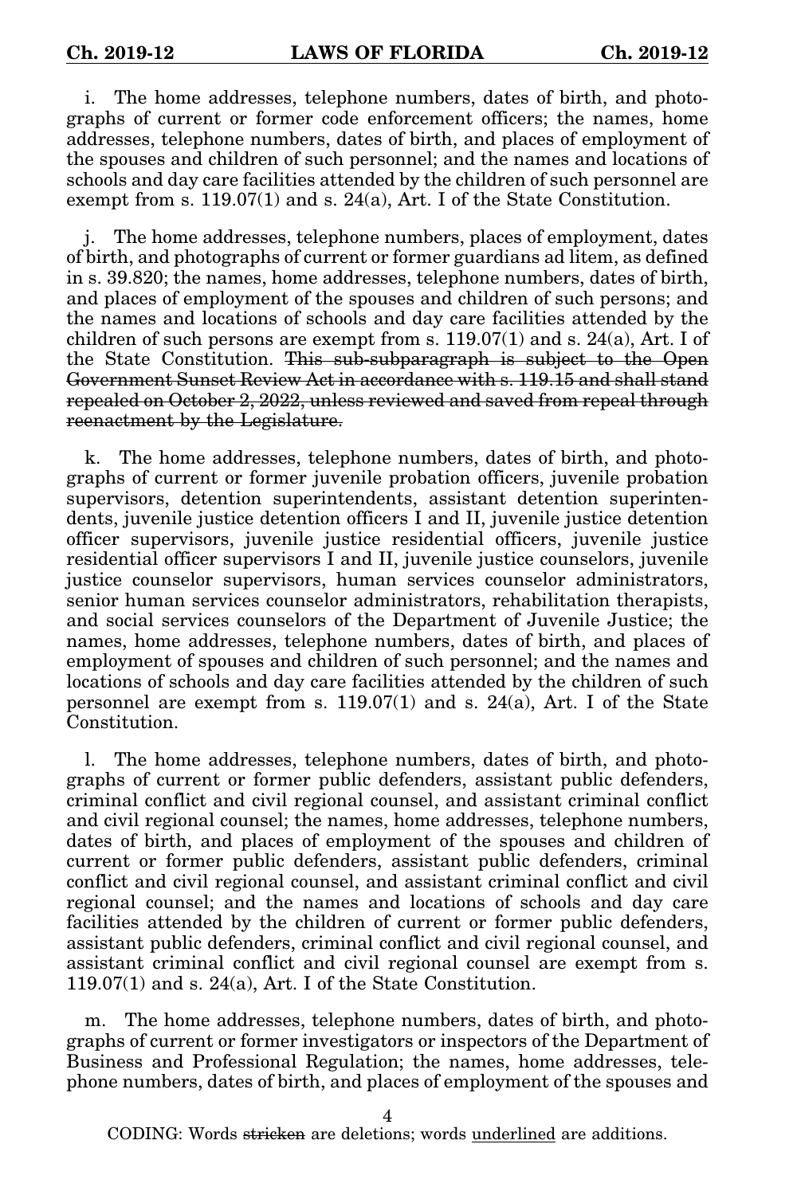i. The home addresses, telephone numbers, dates of birth, and photographs of current or former code enforcement officers; the names, home addresses, telephone numbers, dates of birth, and places of employment of the spouses and children of such personnel; and the names and locations of schools and day care facilities attended by the children of such personnel are exempt from s. 119.07(1) and s. 24(a), Art. I of the State Constitution.

j. The home addresses, telephone numbers, places of employment, dates of birth, and photographs of current or former guardians ad litem, as defined in s. 39.820; the names, home addresses, telephone numbers, dates of birth, and places of employment of the spouses and children of such persons; and the names and locations of schools and day care facilities attended by the children of such persons are exempt from s. 119.07(1) and s. 24(a), Art. I of the State Constitution. ~~This sub-subparagraph is subject to the Open Government Sunset Review Act in accordance with s. 119.15 and shall stand repealed on October 2, 2022, unless reviewed and saved from repeal through reenactment by the Legislature.~~

k. The home addresses, telephone numbers, dates of birth, and photographs of current or former juvenile probation officers, juvenile probation supervisors, detention superintendents, assistant detention superintendents, juvenile justice detention officers I and II, juvenile justice detention officer supervisors, juvenile justice residential officers, juvenile justice residential officer supervisors I and II, juvenile justice counselors, juvenile justice counselor supervisors, human services counselor administrators, senior human services counselor administrators, rehabilitation therapists, and social services counselors of the Department of Juvenile Justice; the names, home addresses, telephone numbers, dates of birth, and places of employment of spouses and children of such personnel; and the names and locations of schools and day care facilities attended by the children of such personnel are exempt from s. 119.07(1) and s. 24(a), Art. I of the State Constitution.

l. The home addresses, telephone numbers, dates of birth, and photographs of current or former public defenders, assistant public defenders, criminal conflict and civil regional counsel, and assistant criminal conflict and civil regional counsel; the names, home addresses, telephone numbers, dates of birth, and places of employment of the spouses and children of current or former public defenders, assistant public defenders, criminal conflict and civil regional counsel, and assistant criminal conflict and civil regional counsel; and the names and locations of schools and day care facilities attended by the children of current or former public defenders, assistant public defenders, criminal conflict and civil regional counsel, and assistant criminal conflict and civil regional counsel are exempt from s. 119.07(1) and s. 24(a), Art. I of the State Constitution.

m. The home addresses, telephone numbers, dates of birth, and photographs of current or former investigators or inspectors of the Department of Business and Professional Regulation; the names, home addresses, telephone numbers, dates of birth, and places of employment of the spouses and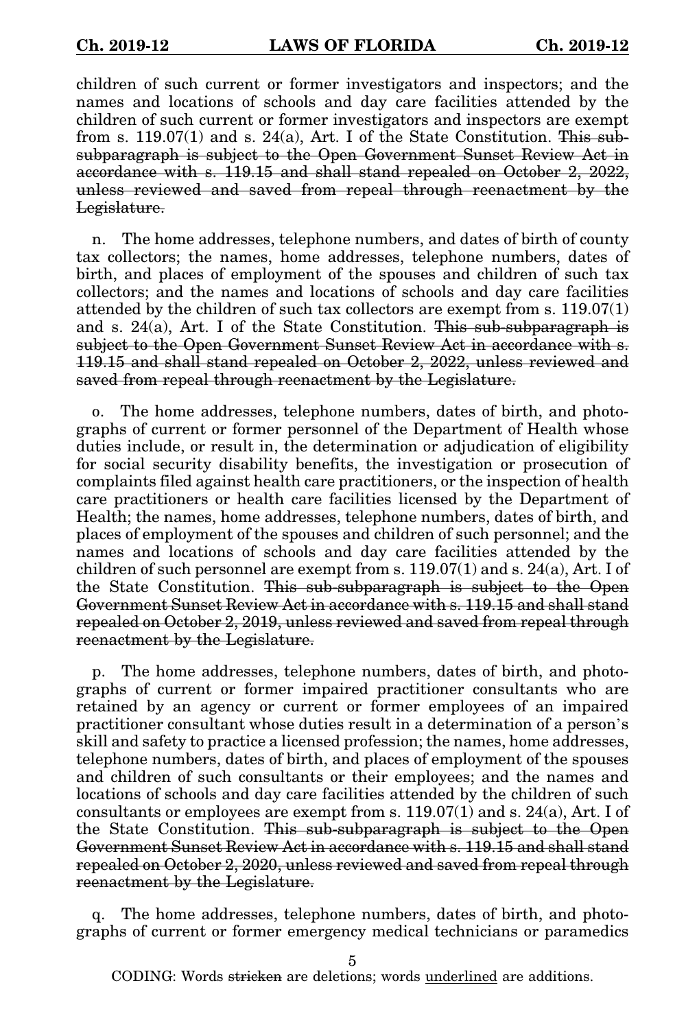children of such current or former investigators and inspectors; and the names and locations of schools and day care facilities attended by the children of such current or former investigators and inspectors are exempt from s. 119.07(1) and s. 24(a), Art. I of the State Constitution. ~~This sub-subparagraph is subject to the Open Government Sunset Review Act in accordance with s. 119.15 and shall stand repealed on October 2, 2022, unless reviewed and saved from repeal through reenactment by the Legislature.~~

n. The home addresses, telephone numbers, and dates of birth of county tax collectors; the names, home addresses, telephone numbers, dates of birth, and places of employment of the spouses and children of such tax collectors; and the names and locations of schools and day care facilities attended by the children of such tax collectors are exempt from s. 119.07(1) and s. 24(a), Art. I of the State Constitution. ~~This sub-subparagraph is subject to the Open Government Sunset Review Act in accordance with s. 119.15 and shall stand repealed on October 2, 2022, unless reviewed and saved from repeal through reenactment by the Legislature.~~

o. The home addresses, telephone numbers, dates of birth, and photographs of current or former personnel of the Department of Health whose duties include, or result in, the determination or adjudication of eligibility for social security disability benefits, the investigation or prosecution of complaints filed against health care practitioners, or the inspection of health care practitioners or health care facilities licensed by the Department of Health; the names, home addresses, telephone numbers, dates of birth, and places of employment of the spouses and children of such personnel; and the names and locations of schools and day care facilities attended by the children of such personnel are exempt from s. 119.07(1) and s. 24(a), Art. I of the State Constitution. ~~This sub-subparagraph is subject to the Open Government Sunset Review Act in accordance with s. 119.15 and shall stand repealed on October 2, 2019, unless reviewed and saved from repeal through reenactment by the Legislature.~~

p. The home addresses, telephone numbers, dates of birth, and photographs of current or former impaired practitioner consultants who are retained by an agency or current or former employees of an impaired practitioner consultant whose duties result in a determination of a person's skill and safety to practice a licensed profession; the names, home addresses, telephone numbers, dates of birth, and places of employment of the spouses and children of such consultants or their employees; and the names and locations of schools and day care facilities attended by the children of such consultants or employees are exempt from s. 119.07(1) and s. 24(a), Art. I of the State Constitution. ~~This sub-subparagraph is subject to the Open Government Sunset Review Act in accordance with s. 119.15 and shall stand repealed on October 2, 2020, unless reviewed and saved from repeal through reenactment by the Legislature.~~

q. The home addresses, telephone numbers, dates of birth, and photographs of current or former emergency medical technicians or paramedics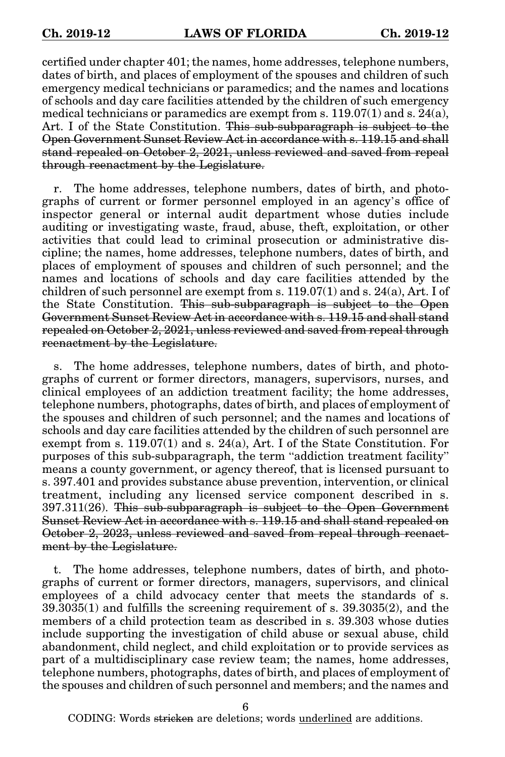certified under chapter 401; the names, home addresses, telephone numbers, dates of birth, and places of employment of the spouses and children of such emergency medical technicians or paramedics; and the names and locations of schools and day care facilities attended by the children of such emergency medical technicians or paramedics are exempt from s. 119.07(1) and s. 24(a), Art. I of the State Constitution. ~~This sub-subparagraph is subject to the Open Government Sunset Review Act in accordance with s. 119.15 and shall stand repealed on October 2, 2021, unless reviewed and saved from repeal through reenactment by the Legislature.~~

r. The home addresses, telephone numbers, dates of birth, and photographs of current or former personnel employed in an agency's office of inspector general or internal audit department whose duties include auditing or investigating waste, fraud, abuse, theft, exploitation, or other activities that could lead to criminal prosecution or administrative discipline; the names, home addresses, telephone numbers, dates of birth, and places of employment of spouses and children of such personnel; and the names and locations of schools and day care facilities attended by the children of such personnel are exempt from s. 119.07(1) and s. 24(a), Art. I of the State Constitution. ~~This sub-subparagraph is subject to the Open Government Sunset Review Act in accordance with s. 119.15 and shall stand repealed on October 2, 2021, unless reviewed and saved from repeal through reenactment by the Legislature.~~

s. The home addresses, telephone numbers, dates of birth, and photographs of current or former directors, managers, supervisors, nurses, and clinical employees of an addiction treatment facility; the home addresses, telephone numbers, photographs, dates of birth, and places of employment of the spouses and children of such personnel; and the names and locations of schools and day care facilities attended by the children of such personnel are exempt from s. 119.07(1) and s. 24(a), Art. I of the State Constitution. For purposes of this sub-subparagraph, the term "addiction treatment facility" means a county government, or agency thereof, that is licensed pursuant to s. 397.401 and provides substance abuse prevention, intervention, or clinical treatment, including any licensed service component described in s. 397.311(26). ~~This sub-subparagraph is subject to the Open Government Sunset Review Act in accordance with s. 119.15 and shall stand repealed on October 2, 2023, unless reviewed and saved from repeal through reenactment by the Legislature.~~

t. The home addresses, telephone numbers, dates of birth, and photographs of current or former directors, managers, supervisors, and clinical employees of a child advocacy center that meets the standards of s. 39.3035(1) and fulfills the screening requirement of s. 39.3035(2), and the members of a child protection team as described in s. 39.303 whose duties include supporting the investigation of child abuse or sexual abuse, child abandonment, child neglect, and child exploitation or to provide services as part of a multidisciplinary case review team; the names, home addresses, telephone numbers, photographs, dates of birth, and places of employment of the spouses and children of such personnel and members; and the names and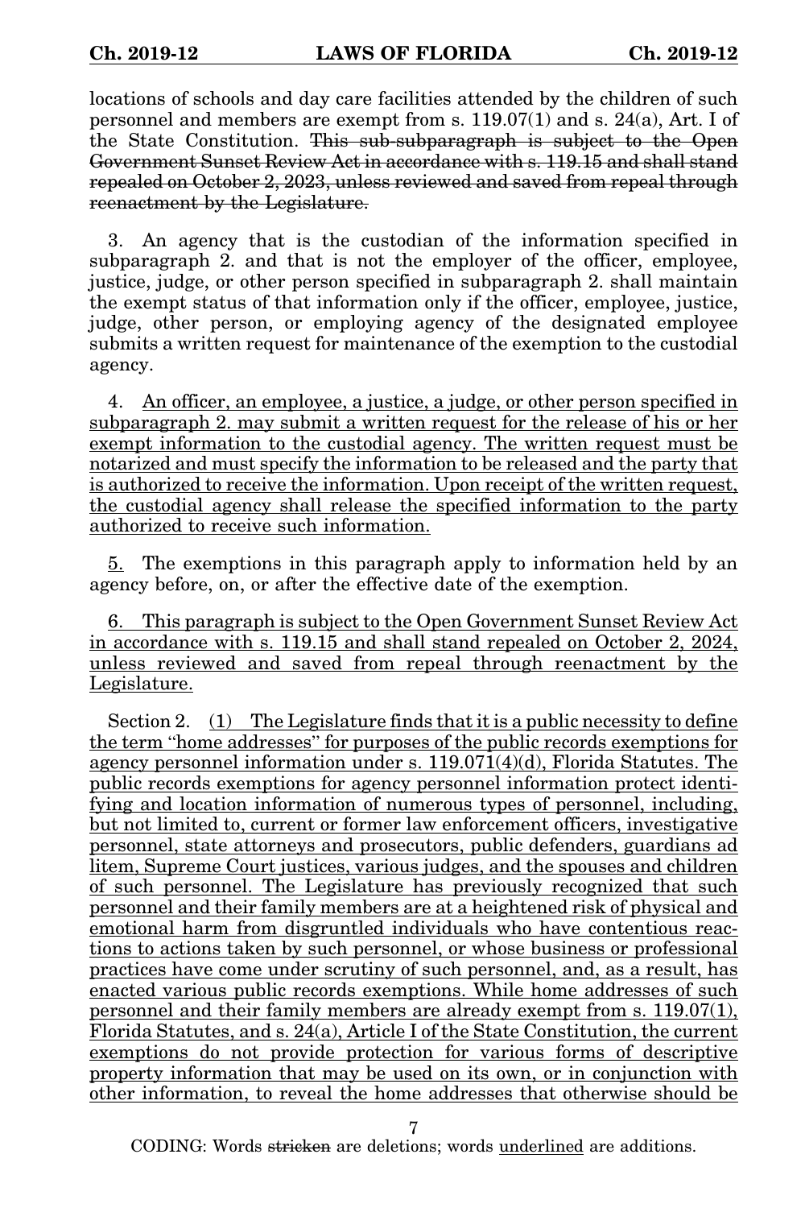locations of schools and day care facilities attended by the children of such personnel and members are exempt from s. 119.07(1) and s. 24(a), Art. I of the State Constitution. ~~This sub-subparagraph is subject to the Open Government Sunset Review Act in accordance with s. 119.15 and shall stand repealed on October 2, 2023, unless reviewed and saved from repeal through reenactment by the Legislature.~~

3. An agency that is the custodian of the information specified in subparagraph 2. and that is not the employer of the officer, employee, justice, judge, or other person specified in subparagraph 2. shall maintain the exempt status of that information only if the officer, employee, justice, judge, other person, or employing agency of the designated employee submits a written request for maintenance of the exemption to the custodial agency.

4. <u>An officer, an employee, a justice, a judge, or other person specified in subparagraph 2. may submit a written request for the release of his or her exempt information to the custodial agency. The written request must be notarized and must specify the information to be released and the party that is authorized to receive the information. Upon receipt of the written request, the custodial agency shall release the specified information to the party authorized to receive such information.</u>

<u>5.</u> The exemptions in this paragraph apply to information held by an agency before, on, or after the effective date of the exemption.

<u>6. This paragraph is subject to the Open Government Sunset Review Act in accordance with s. 119.15 and shall stand repealed on October 2, 2024, unless reviewed and saved from repeal through reenactment by the Legislature.</u>

Section 2. <u>(1) The Legislature finds that it is a public necessity to define the term "home addresses" for purposes of the public records exemptions for agency personnel information under s. 119.071(4)(d), Florida Statutes. The public records exemptions for agency personnel information protect identifying and location information of numerous types of personnel, including, but not limited to, current or former law enforcement officers, investigative personnel, state attorneys and prosecutors, public defenders, guardians ad litem, Supreme Court justices, various judges, and the spouses and children of such personnel. The Legislature has previously recognized that such personnel and their family members are at a heightened risk of physical and emotional harm from disgruntled individuals who have contentious reactions to actions taken by such personnel, or whose business or professional practices have come under scrutiny of such personnel, and, as a result, has enacted various public records exemptions. While home addresses of such personnel and their family members are already exempt from s. 119.07(1), Florida Statutes, and s. 24(a), Article I of the State Constitution, the current exemptions do not provide protection for various forms of descriptive property information that may be used on its own, or in conjunction with other information, to reveal the home addresses that otherwise should be</u>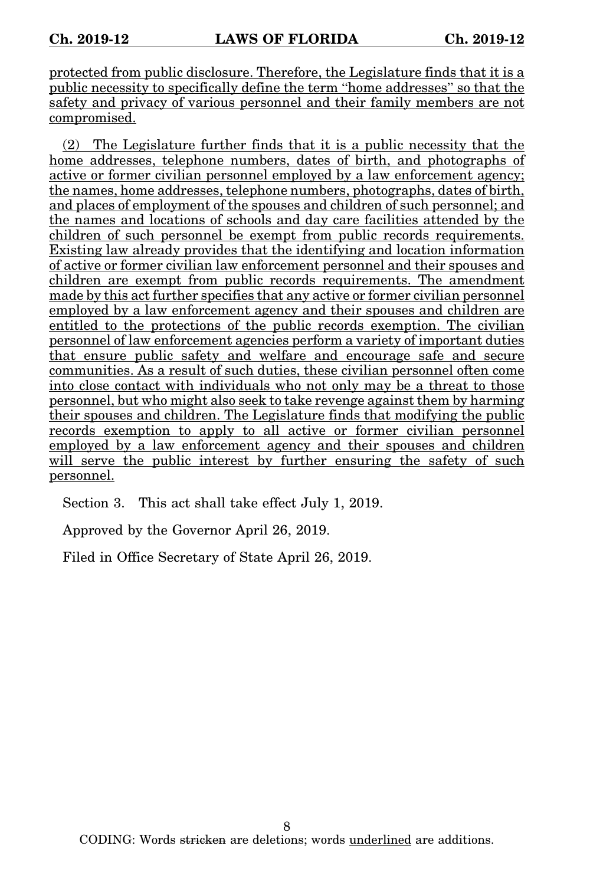protected from public disclosure. Therefore, the Legislature finds that it is a public necessity to specifically define the term "home addresses" so that the safety and privacy of various personnel and their family members are not compromised.

(2) The Legislature further finds that it is a public necessity that the home addresses, telephone numbers, dates of birth, and photographs of active or former civilian personnel employed by a law enforcement agency; the names, home addresses, telephone numbers, photographs, dates of birth, and places of employment of the spouses and children of such personnel; and the names and locations of schools and day care facilities attended by the children of such personnel be exempt from public records requirements. Existing law already provides that the identifying and location information of active or former civilian law enforcement personnel and their spouses and children are exempt from public records requirements. The amendment made by this act further specifies that any active or former civilian personnel employed by a law enforcement agency and their spouses and children are entitled to the protections of the public records exemption. The civilian personnel of law enforcement agencies perform a variety of important duties that ensure public safety and welfare and encourage safe and secure communities. As a result of such duties, these civilian personnel often come into close contact with individuals who not only may be a threat to those personnel, but who might also seek to take revenge against them by harming their spouses and children. The Legislature finds that modifying the public records exemption to apply to all active or former civilian personnel employed by a law enforcement agency and their spouses and children will serve the public interest by further ensuring the safety of such personnel.

Section 3. This act shall take effect July 1, 2019.

Approved by the Governor April 26, 2019.

Filed in Office Secretary of State April 26, 2019.